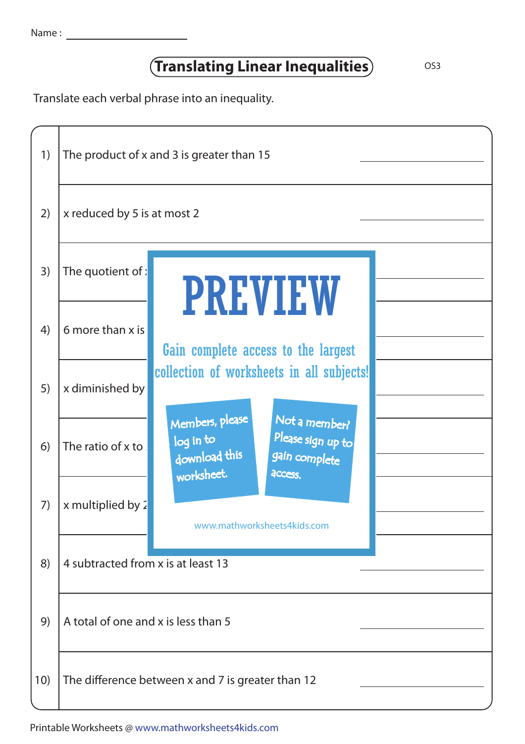Name : ____________________

# Translating Linear Inequalities

OS3

Translate each verbal phrase into an inequality.

| | | |
|---|---|---|
| 1) | The product of x and 3 is greater than 15 | ____________ |
| 2) | x reduced by 5 is at most 2 | ____________ |
| 3) | The quotient of x | ____________ |
| 4) | 6 more than x is | ____________ |
| 5) | x diminished by | ____________ |
| 6) | The ratio of x to | ____________ |
| 7) | x multiplied by 2 | ____________ |
| 8) | 4 subtracted from x is at least 13 | ____________ |
| 9) | A total of one and x is less than 5 | ____________ |
| 10) | The difference between x and 7 is greater than 12 | ____________ |

PREVIEW

Gain complete access to the largest collection of worksheets in all subjects!

Members, please log in to download this worksheet.

Not a member? Please sign up to gain complete access.

www.mathworksheets4kids.com

Printable Worksheets @ www.mathworksheets4kids.com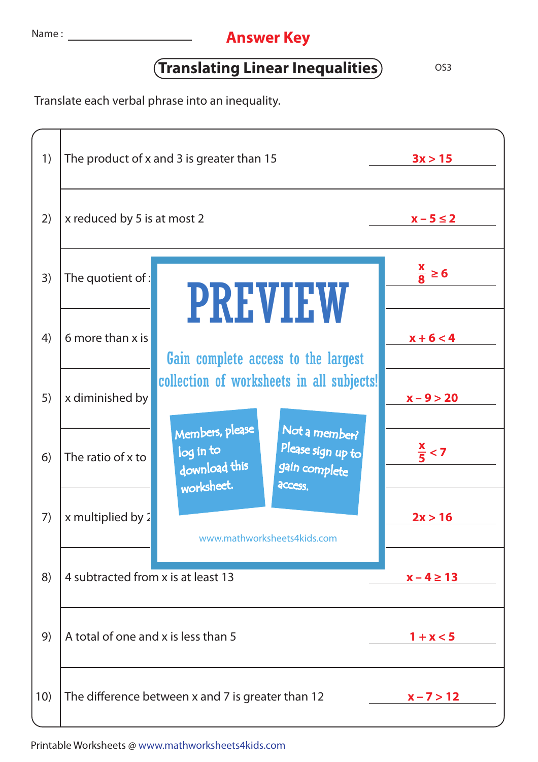Name : ____________________

**Answer Key**

# Translating Linear Inequalities

OS3

Translate each verbal phrase into an inequality.

| | | |
|---|---|---|
| 1) | The product of x and 3 is greater than 15 | $3x > 15$ |
| 2) | x reduced by 5 is at most 2 | $x - 5 \le 2$ |
| 3) | The quotient of | $\frac{x}{8} \ge 6$ |
| 4) | 6 more than x is | $x + 6 < 4$ |
| 5) | x diminished by | $x - 9 > 20$ |
| 6) | The ratio of x to | $\frac{x}{5} < 7$ |
| 7) | x multiplied by 2 | $2x > 16$ |
| 8) | 4 subtracted from x is at least 13 | $x - 4 \ge 13$ |
| 9) | A total of one and x is less than 5 | $1 + x < 5$ |
| 10) | The difference between x and 7 is greater than 12 | $x - 7 > 12$ |

PREVIEW

Gain complete access to the largest collection of worksheets in all subjects!

Members, please log in to download this worksheet.

Not a member? Please sign up to gain complete access.

www.mathworksheets4kids.com

Printable Worksheets @ www.mathworksheets4kids.com